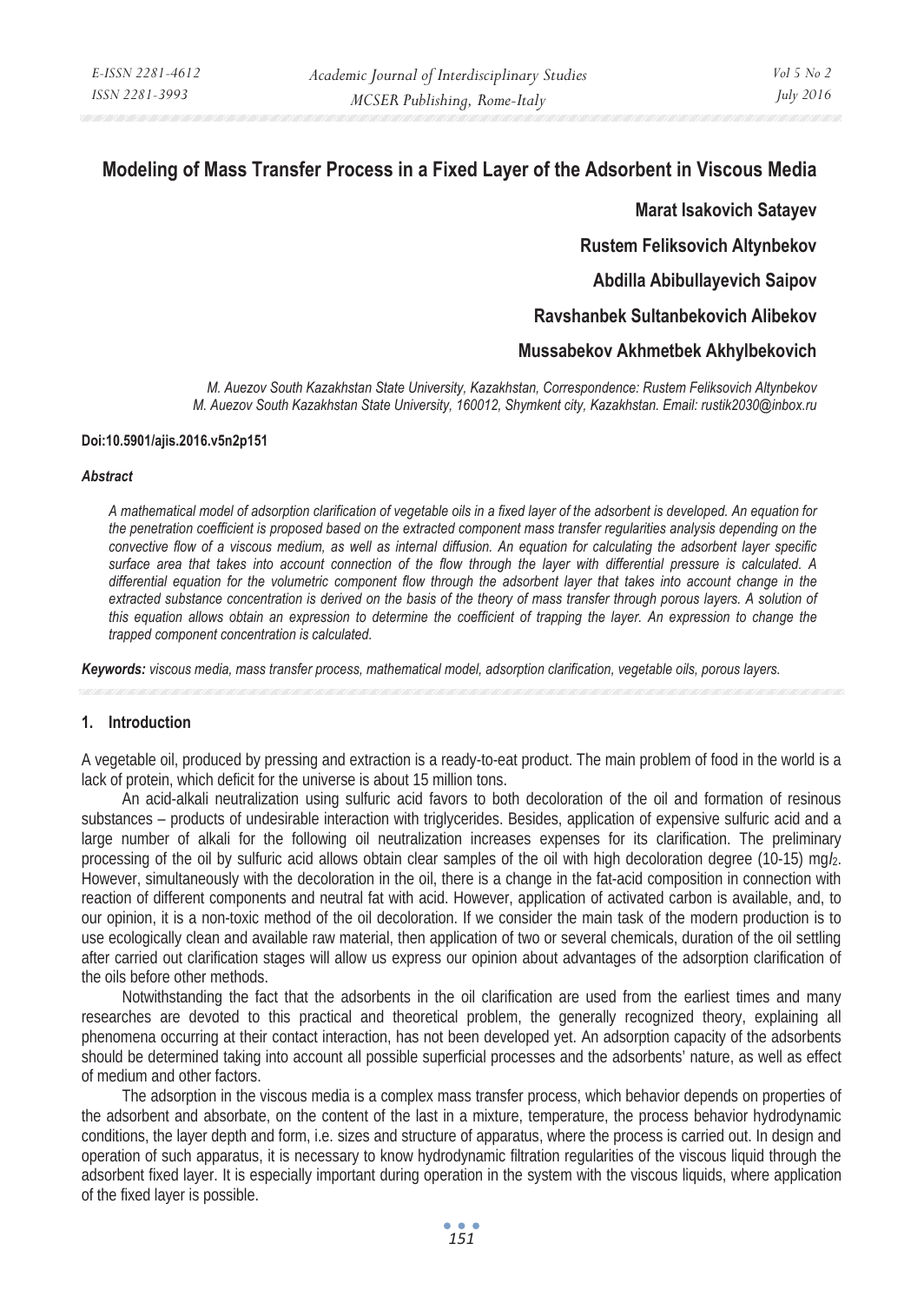# Modeling of Mass Transfer Process in a Fixed Layer of the Adsorbent in Viscous Media

**Marat Isakovich Satayev**

**Rustem Feliksovich Altynbekov**

**Abdilla Abibullayevich Saipov**

**Ravshanbek Sultanbekovich Alibekov**

**Mussabekov Akhmetbek Akhylbekovich**

*M. Auezov South Kazakhstan State University, Kazakhstan, Correspondence: Rustem Feliksovich Altynbekov*
*M. Auezov South Kazakhstan State University, 160012, Shymkent city, Kazakhstan. Email: rustik2030@inbox.ru*

**Doi:10.5901/ajis.2016.v5n2p151**

***Abstract***

*A mathematical model of adsorption clarification of vegetable oils in a fixed layer of the adsorbent is developed. An equation for the penetration coefficient is proposed based on the extracted component mass transfer regularities analysis depending on the convective flow of a viscous medium, as well as internal diffusion. An equation for calculating the adsorbent layer specific surface area that takes into account connection of the flow through the layer with differential pressure is calculated. A differential equation for the volumetric component flow through the adsorbent layer that takes into account change in the extracted substance concentration is derived on the basis of the theory of mass transfer through porous layers. A solution of this equation allows obtain an expression to determine the coefficient of trapping the layer. An expression to change the trapped component concentration is calculated.*

***Keywords:*** *viscous media, mass transfer process, mathematical model, adsorption clarification, vegetable oils, porous layers.*

## 1. Introduction

A vegetable oil, produced by pressing and extraction is a ready-to-eat product. The main problem of food in the world is a lack of protein, which deficit for the universe is about 15 million tons.

An acid-alkali neutralization using sulfuric acid favors to both decoloration of the oil and formation of resinous substances – products of undesirable interaction with triglycerides. Besides, application of expensive sulfuric acid and a large number of alkali for the following oil neutralization increases expenses for its clarification. The preliminary processing of the oil by sulfuric acid allows obtain clear samples of the oil with high decoloration degree (10-15) mg$I_2$. However, simultaneously with the decoloration in the oil, there is a change in the fat-acid composition in connection with reaction of different components and neutral fat with acid. However, application of activated carbon is available, and, to our opinion, it is a non-toxic method of the oil decoloration. If we consider the main task of the modern production is to use ecologically clean and available raw material, then application of two or several chemicals, duration of the oil settling after carried out clarification stages will allow us express our opinion about advantages of the adsorption clarification of the oils before other methods.

Notwithstanding the fact that the adsorbents in the oil clarification are used from the earliest times and many researches are devoted to this practical and theoretical problem, the generally recognized theory, explaining all phenomena occurring at their contact interaction, has not been developed yet. An adsorption capacity of the adsorbents should be determined taking into account all possible superficial processes and the adsorbents' nature, as well as effect of medium and other factors.

The adsorption in the viscous media is a complex mass transfer process, which behavior depends on properties of the adsorbent and absorbate, on the content of the last in a mixture, temperature, the process behavior hydrodynamic conditions, the layer depth and form, i.e. sizes and structure of apparatus, where the process is carried out. In design and operation of such apparatus, it is necessary to know hydrodynamic filtration regularities of the viscous liquid through the adsorbent fixed layer. It is especially important during operation in the system with the viscous liquids, where application of the fixed layer is possible.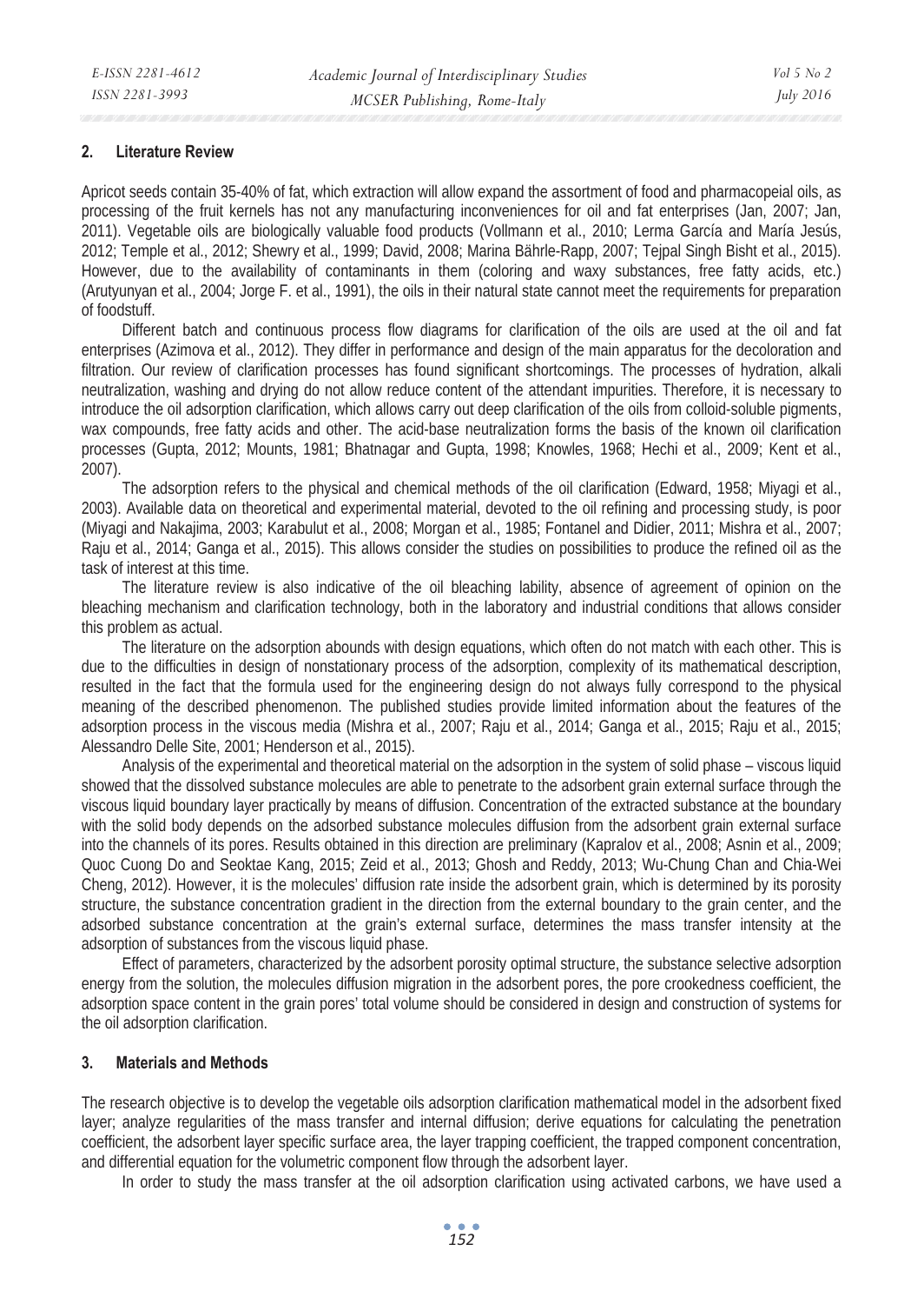## 2. Literature Review

Apricot seeds contain 35-40% of fat, which extraction will allow expand the assortment of food and pharmacopeial oils, as processing of the fruit kernels has not any manufacturing inconveniences for oil and fat enterprises (Jan, 2007; Jan, 2011). Vegetable oils are biologically valuable food products (Vollmann et al., 2010; Lerma García and María Jesús, 2012; Temple et al., 2012; Shewry et al., 1999; David, 2008; Marina Bährle-Rapp, 2007; Tejpal Singh Bisht et al., 2015). However, due to the availability of contaminants in them (coloring and waxy substances, free fatty acids, etc.) (Arutyunyan et al., 2004; Jorge F. et al., 1991), the oils in their natural state cannot meet the requirements for preparation of foodstuff.

Different batch and continuous process flow diagrams for clarification of the oils are used at the oil and fat enterprises (Azimova et al., 2012). They differ in performance and design of the main apparatus for the decoloration and filtration. Our review of clarification processes has found significant shortcomings. The processes of hydration, alkali neutralization, washing and drying do not allow reduce content of the attendant impurities. Therefore, it is necessary to introduce the oil adsorption clarification, which allows carry out deep clarification of the oils from colloid-soluble pigments, wax compounds, free fatty acids and other. The acid-base neutralization forms the basis of the known oil clarification processes (Gupta, 2012; Mounts, 1981; Bhatnagar and Gupta, 1998; Knowles, 1968; Hechi et al., 2009; Kent et al., 2007).

The adsorption refers to the physical and chemical methods of the oil clarification (Edward, 1958; Miyagi et al., 2003). Available data on theoretical and experimental material, devoted to the oil refining and processing study, is poor (Miyagi and Nakajima, 2003; Karabulut et al., 2008; Morgan et al., 1985; Fontanel and Didier, 2011; Mishra et al., 2007; Raju et al., 2014; Ganga et al., 2015). This allows consider the studies on possibilities to produce the refined oil as the task of interest at this time.

The literature review is also indicative of the oil bleaching lability, absence of agreement of opinion on the bleaching mechanism and clarification technology, both in the laboratory and industrial conditions that allows consider this problem as actual.

The literature on the adsorption abounds with design equations, which often do not match with each other. This is due to the difficulties in design of nonstationary process of the adsorption, complexity of its mathematical description, resulted in the fact that the formula used for the engineering design do not always fully correspond to the physical meaning of the described phenomenon. The published studies provide limited information about the features of the adsorption process in the viscous media (Mishra et al., 2007; Raju et al., 2014; Ganga et al., 2015; Raju et al., 2015; Alessandro Delle Site, 2001; Henderson et al., 2015).

Analysis of the experimental and theoretical material on the adsorption in the system of solid phase – viscous liquid showed that the dissolved substance molecules are able to penetrate to the adsorbent grain external surface through the viscous liquid boundary layer practically by means of diffusion. Concentration of the extracted substance at the boundary with the solid body depends on the adsorbed substance molecules diffusion from the adsorbent grain external surface into the channels of its pores. Results obtained in this direction are preliminary (Kapralov et al., 2008; Asnin et al., 2009; Quoc Cuong Do and Seoktae Kang, 2015; Zeid et al., 2013; Ghosh and Reddy, 2013; Wu-Chung Chan and Chia-Wei Cheng, 2012). However, it is the molecules' diffusion rate inside the adsorbent grain, which is determined by its porosity structure, the substance concentration gradient in the direction from the external boundary to the grain center, and the adsorbed substance concentration at the grain's external surface, determines the mass transfer intensity at the adsorption of substances from the viscous liquid phase.

Effect of parameters, characterized by the adsorbent porosity optimal structure, the substance selective adsorption energy from the solution, the molecules diffusion migration in the adsorbent pores, the pore crookedness coefficient, the adsorption space content in the grain pores' total volume should be considered in design and construction of systems for the oil adsorption clarification.

## 3. Materials and Methods

The research objective is to develop the vegetable oils adsorption clarification mathematical model in the adsorbent fixed layer; analyze regularities of the mass transfer and internal diffusion; derive equations for calculating the penetration coefficient, the adsorbent layer specific surface area, the layer trapping coefficient, the trapped component concentration, and differential equation for the volumetric component flow through the adsorbent layer.

In order to study the mass transfer at the oil adsorption clarification using activated carbons, we have used a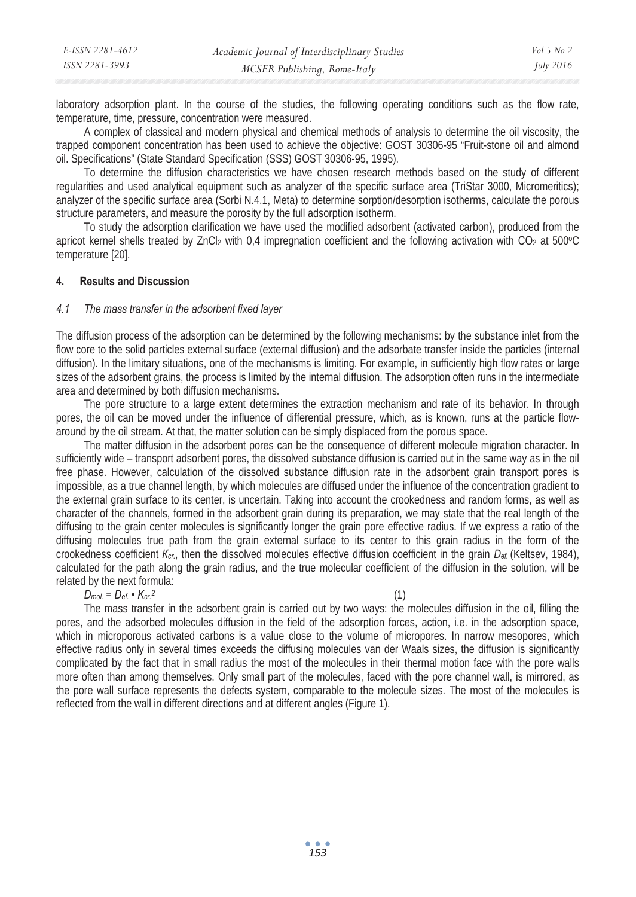laboratory adsorption plant. In the course of the studies, the following operating conditions such as the flow rate, temperature, time, pressure, concentration were measured.

A complex of classical and modern physical and chemical methods of analysis to determine the oil viscosity, the trapped component concentration has been used to achieve the objective: GOST 30306-95 "Fruit-stone oil and almond oil. Specifications" (State Standard Specification (SSS) GOST 30306-95, 1995).

To determine the diffusion characteristics we have chosen research methods based on the study of different regularities and used analytical equipment such as analyzer of the specific surface area (TriStar 3000, Micromeritics); analyzer of the specific surface area (Sorbi N.4.1, Meta) to determine sorption/desorption isotherms, calculate the porous structure parameters, and measure the porosity by the full adsorption isotherm.

To study the adsorption clarification we have used the modified adsorbent (activated carbon), produced from the apricot kernel shells treated by $ZnCl_2$ with 0,4 impregnation coefficient and the following activation with $CO_2$ at 500°C temperature [20].

## 4. Results and Discussion

### *4.1 The mass transfer in the adsorbent fixed layer*

The diffusion process of the adsorption can be determined by the following mechanisms: by the substance inlet from the flow core to the solid particles external surface (external diffusion) and the adsorbate transfer inside the particles (internal diffusion). In the limitary situations, one of the mechanisms is limiting. For example, in sufficiently high flow rates or large sizes of the adsorbent grains, the process is limited by the internal diffusion. The adsorption often runs in the intermediate area and determined by both diffusion mechanisms.

The pore structure to a large extent determines the extraction mechanism and rate of its behavior. In through pores, the oil can be moved under the influence of differential pressure, which, as is known, runs at the particle flow-around by the oil stream. At that, the matter solution can be simply displaced from the porous space.

The matter diffusion in the adsorbent pores can be the consequence of different molecule migration character. In sufficiently wide – transport adsorbent pores, the dissolved substance diffusion is carried out in the same way as in the oil free phase. However, calculation of the dissolved substance diffusion rate in the adsorbent grain transport pores is impossible, as a true channel length, by which molecules are diffused under the influence of the concentration gradient to the external grain surface to its center, is uncertain. Taking into account the crookedness and random forms, as well as character of the channels, formed in the adsorbent grain during its preparation, we may state that the real length of the diffusing to the grain center molecules is significantly longer the grain pore effective radius. If we express a ratio of the diffusing molecules true path from the grain external surface to its center to this grain radius in the form of the crookedness coefficient $K_{cr.}$, then the dissolved molecules effective diffusion coefficient in the grain $D_{ef.}$ (Keltsev, 1984), calculated for the path along the grain radius, and the true molecular coefficient of the diffusion in the solution, will be related by the next formula:

$$D_{mol.} = D_{ef.} \cdot K_{cr.}^2 \quad (1)$$

The mass transfer in the adsorbent grain is carried out by two ways: the molecules diffusion in the oil, filling the pores, and the adsorbed molecules diffusion in the field of the adsorption forces, action, i.e. in the adsorption space, which in microporous activated carbons is a value close to the volume of micropores. In narrow mesopores, which effective radius only in several times exceeds the diffusing molecules van der Waals sizes, the diffusion is significantly complicated by the fact that in small radius the most of the molecules in their thermal motion face with the pore walls more often than among themselves. Only small part of the molecules, faced with the pore channel wall, is mirrored, as the pore wall surface represents the defects system, comparable to the molecule sizes. The most of the molecules is reflected from the wall in different directions and at different angles (Figure 1).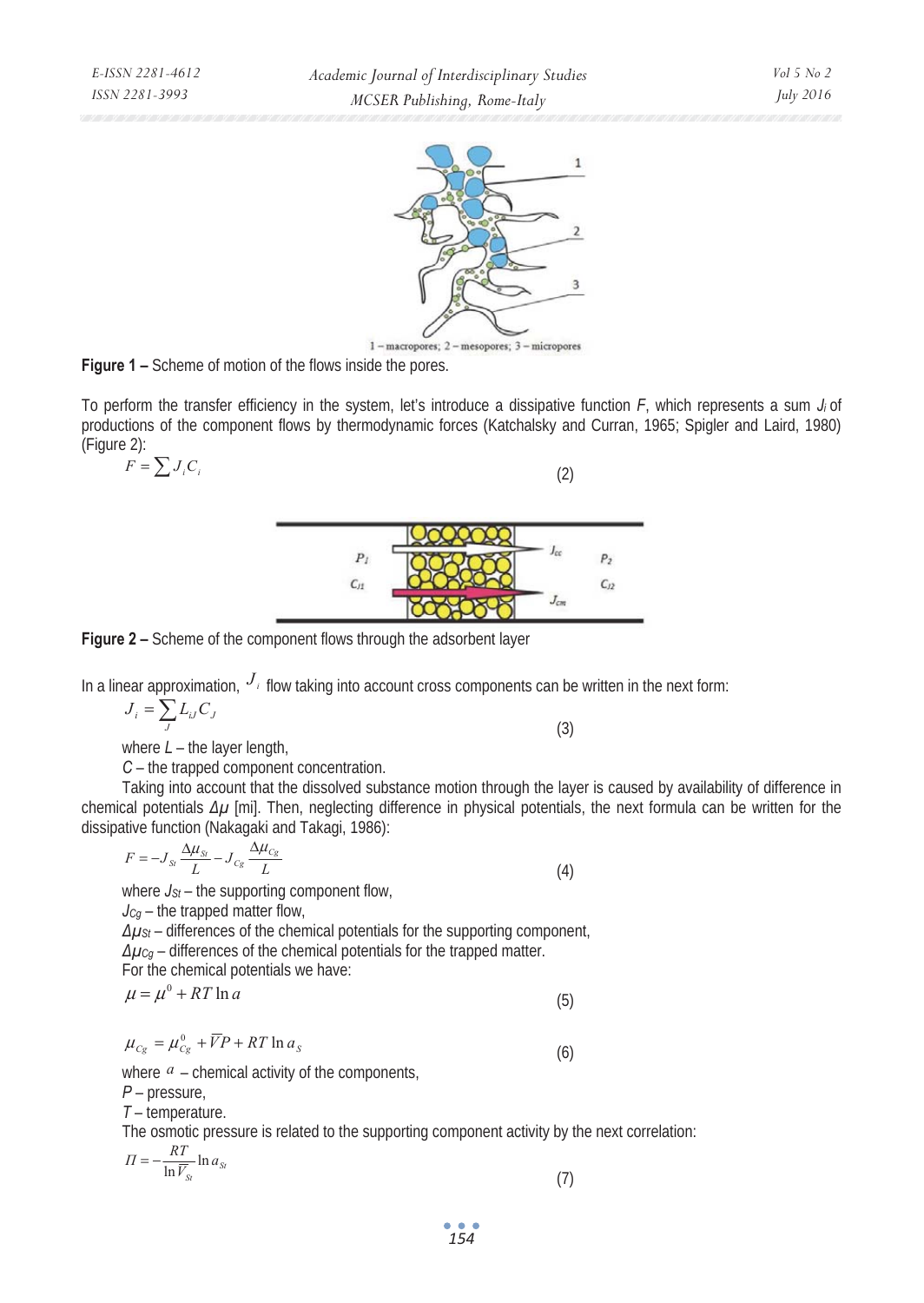1 – macropores; 2 – mesopores; 3 – micropores

**Figure 1 –** Scheme of motion of the flows inside the pores.

To perform the transfer efficiency in the system, let's introduce a dissipative function $F$, which represents a sum $J_i$ of productions of the component flows by thermodynamic forces (Katchalsky and Curran, 1965; Spigler and Laird, 1980) (Figure 2):

$$F = \sum J_i C_i \tag{2}$$

**Figure 2 –** Scheme of the component flows through the adsorbent layer

In a linear approximation, $J_i$ flow taking into account cross components can be written in the next form:

$$J_i = \sum_J L_{iJ} C_J \tag{3}$$

where $L$ – the layer length,

$C$ – the trapped component concentration.

Taking into account that the dissolved substance motion through the layer is caused by availability of difference in chemical potentials $\Delta\mu$ [mi]. Then, neglecting difference in physical potentials, the next formula can be written for the dissipative function (Nakagaki and Takagi, 1986):

$$F = -J_{St} \frac{\Delta\mu_{St}}{L} - J_{Cg} \frac{\Delta\mu_{Cg}}{L} \tag{4}$$

where $J_{St}$ – the supporting component flow,

$J_{Cg}$ – the trapped matter flow,

$\Delta\mu_{St}$ – differences of the chemical potentials for the supporting component,

$\Delta\mu_{Cg}$ – differences of the chemical potentials for the trapped matter.

For the chemical potentials we have:

$$\mu = \mu^0 + RT \ln a \tag{5}$$

$$\mu_{Cg} = \mu_{Cg}^0 + \overline{V}P + RT \ln a_S \tag{6}$$

where $a$ – chemical activity of the components,

$P$ – pressure,

$T$ – temperature.

The osmotic pressure is related to the supporting component activity by the next correlation:

$$\Pi = -\frac{RT}{\ln \overline{V}_{St}} \ln a_{St} \tag{7}$$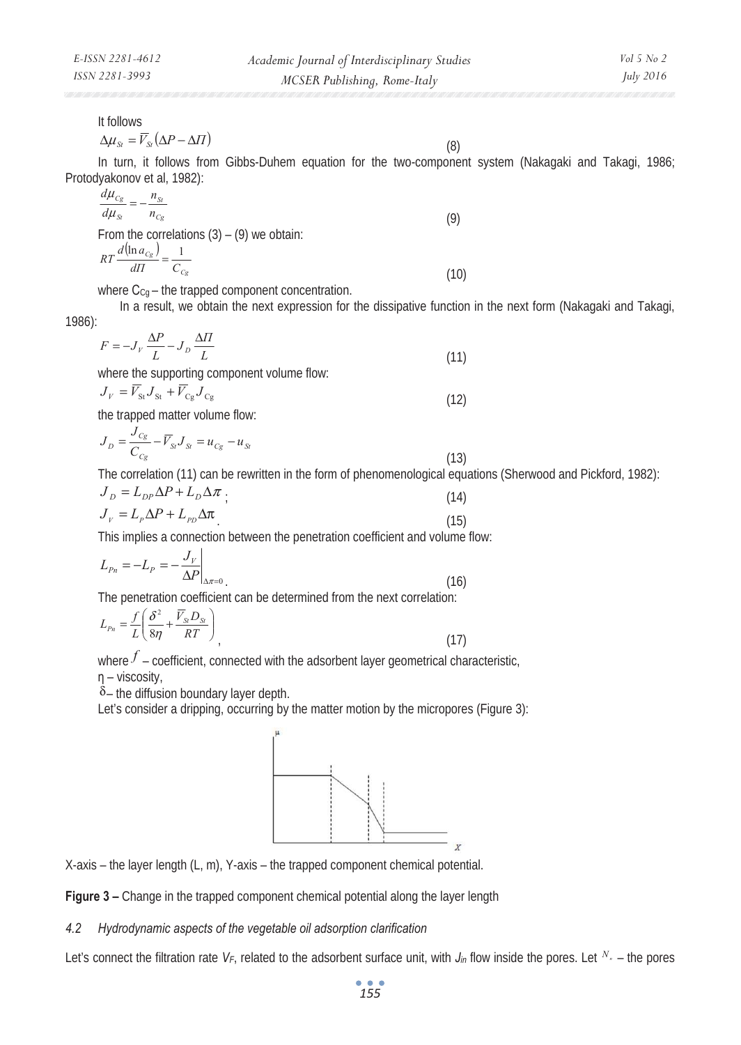It follows

$$\Delta\mu_{St} = \overline{V}_{St}\left(\Delta P - \Delta\Pi\right) \tag{8}$$

In turn, it follows from Gibbs-Duhem equation for the two-component system (Nakagaki and Takagi, 1986; Protodyakonov et al, 1982):

$$\frac{d\mu_{Cg}}{d\mu_{St}} = -\frac{n_{St}}{n_{Cg}} \tag{9}$$

From the correlations (3) – (9) we obtain:

$$RT\frac{d\left(\ln a_{Cg}\right)}{d\Pi} = \frac{1}{C_{Cg}} \tag{10}$$

where $C_{Cg}$ – the trapped component concentration.

In a result, we obtain the next expression for the dissipative function in the next form (Nakagaki and Takagi, 1986):

$$F = -J_V\frac{\Delta P}{L} - J_D\frac{\Delta\Pi}{L} \tag{11}$$

where the supporting component volume flow:

$$J_V = \overline{V}_{St}J_{St} + \overline{V}_{Cg}J_{Cg} \tag{12}$$

the trapped matter volume flow:

$$J_D = \frac{J_{Cg}}{C_{Cg}} - \overline{V}_{St}J_{St} = u_{Cg} - u_{St} \tag{13}$$

The correlation (11) can be rewritten in the form of phenomenological equations (Sherwood and Pickford, 1982):

$$J_D = L_{DP}\Delta P + L_D\Delta\pi\,; \tag{14}$$

$$J_V = L_P\Delta P + L_{PD}\Delta\pi\,. \tag{15}$$

This implies a connection between the penetration coefficient and volume flow:

$$L_{Pn} = -L_P = -\left.\frac{J_V}{\Delta P}\right|_{\Delta\pi=0}. \tag{16}$$

The penetration coefficient can be determined from the next correlation:

$$L_{Pn} = \frac{f}{L}\left(\frac{\delta^2}{8\eta} + \frac{\overline{V}_{St}D_{St}}{RT}\right), \tag{17}$$

where $f$ – coefficient, connected with the adsorbent layer geometrical characteristic,

η – viscosity,

δ – the diffusion boundary layer depth.

Let's consider a dripping, occurring by the matter motion by the micropores (Figure 3):

X-axis – the layer length (L, m), Y-axis – the trapped component chemical potential.

**Figure 3 –** Change in the trapped component chemical potential along the layer length

### *4.2 Hydrodynamic aspects of the vegetable oil adsorption clarification*

Let's connect the filtration rate $V_F$, related to the adsorbent surface unit, with $J_{in}$ flow inside the pores. Let $N_n$ – the pores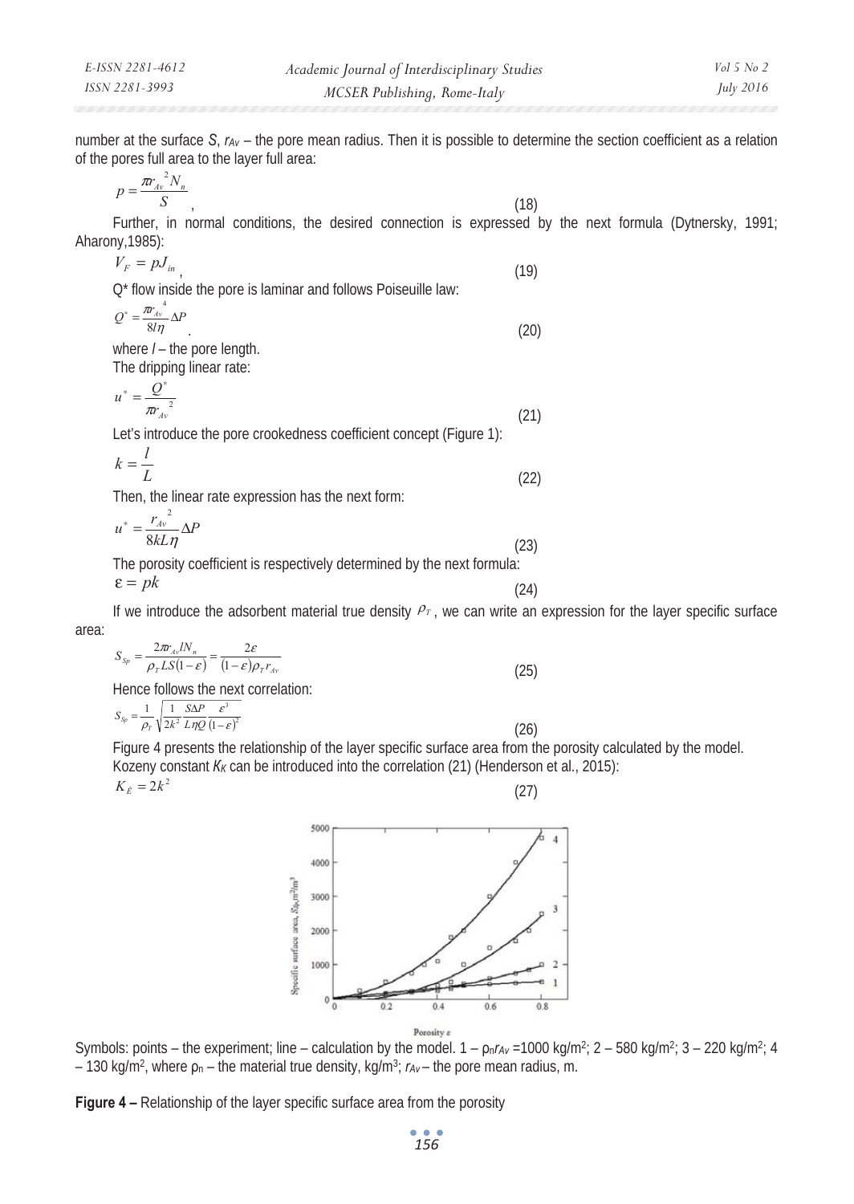number at the surface $S$, $r_{Av}$ – the pore mean radius. Then it is possible to determine the section coefficient as a relation of the pores full area to the layer full area:

$$p = \frac{\pi r_{Av}^{2} N_n}{S}, \tag{18}$$

Further, in normal conditions, the desired connection is expressed by the next formula (Dytnersky, 1991; Aharony,1985):

$$V_F = pJ_{in}, \tag{19}$$

$Q^*$ flow inside the pore is laminar and follows Poiseuille law:

$$Q^* = \frac{\pi r_{Av}^{4}}{8l\eta}\Delta P. \tag{20}$$

where $l$ – the pore length.

The dripping linear rate:

$$u^* = \frac{Q^*}{\pi r_{Av}^{2}} \tag{21}$$

Let's introduce the pore crookedness coefficient concept (Figure 1):

$$k = \frac{l}{L} \tag{22}$$

Then, the linear rate expression has the next form:

$$u^* = \frac{r_{Av}^{2}}{8kL\eta}\Delta P \tag{23}$$

The porosity coefficient is respectively determined by the next formula:

$$\varepsilon = pk \tag{24}$$

If we introduce the adsorbent material true density $\rho_T$, we can write an expression for the layer specific surface area:

$$S_{Sp} = \frac{2\pi r_{Av} l N_n}{\rho_T LS(1-\varepsilon)} = \frac{2\varepsilon}{(1-\varepsilon)\rho_T r_{Av}} \tag{25}$$

Hence follows the next correlation:

$$S_{Sp} = \frac{1}{\rho_T}\sqrt{\frac{1}{2k^2}\frac{S\Delta P}{L\eta Q}\frac{\varepsilon^3}{(1-\varepsilon)^2}} \tag{26}$$

Figure 4 presents the relationship of the layer specific surface area from the porosity calculated by the model.

Kozeny constant $K_K$ can be introduced into the correlation (21) (Henderson et al., 2015):

$$K_K = 2k^2 \tag{27}$$

Symbols: points – the experiment; line – calculation by the model. 1 – $\rho_n r_{Av}$ =1000 kg/m$^2$; 2 – 580 kg/m$^2$; 3 – 220 kg/m$^2$; 4 – 130 kg/m$^2$, where $\rho_n$ – the material true density, kg/m$^3$; $r_{Av}$ – the pore mean radius, m.

**Figure 4 –** Relationship of the layer specific surface area from the porosity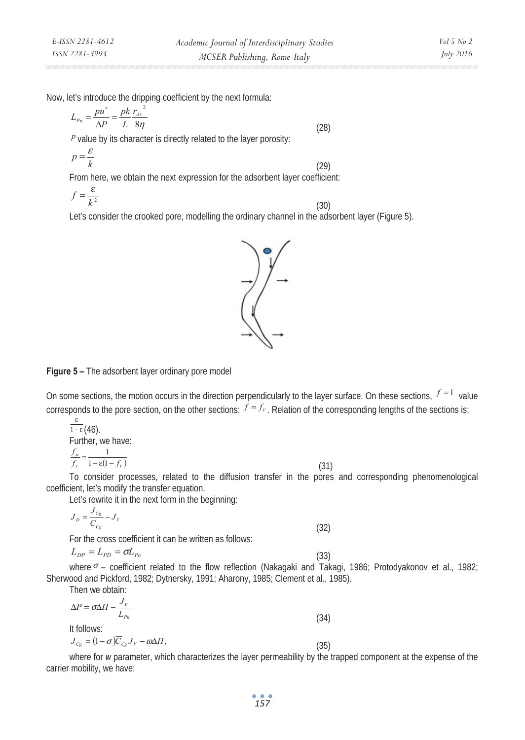Now, let's introduce the dripping coefficient by the next formula:

$$L_{Pn} = \frac{pu^*}{\Delta P} = \frac{pk}{L}\frac{r_{Av}^{\ 2}}{8\eta} \tag{28}$$

$p$ value by its character is directly related to the layer porosity:

$$p = \frac{\varepsilon}{k} \tag{29}$$

From here, we obtain the next expression for the adsorbent layer coefficient:

$$f = \frac{\varepsilon}{k^2} \tag{30}$$

Let's consider the crooked pore, modelling the ordinary channel in the adsorbent layer (Figure 5).

**Figure 5 –** The adsorbent layer ordinary pore model

On some sections, the motion occurs in the direction perpendicularly to the layer surface. On these sections, $f = 1$ value corresponds to the pore section, on the other sections: $f = f_V$. Relation of the corresponding lengths of the sections is: $\frac{\varepsilon}{1-\varepsilon}$(46).

Further, we have:

$$\frac{f_m}{f_V} = \frac{1}{1 - \varepsilon(1 - f_V)} \tag{31}$$

To consider processes, related to the diffusion transfer in the pores and corresponding phenomenological coefficient, let's modify the transfer equation.

Let's rewrite it in the next form in the beginning:

$$J_D = \frac{J_{Cg}}{C_{Cg}} - J_V \tag{32}$$

For the cross coefficient it can be written as follows:

$$L_{DP} = L_{PD} = \sigma L_{Pn} \tag{33}$$

where $\sigma$ – coefficient related to the flow reflection (Nakagaki and Takagi, 1986; Protodyakonov et al., 1982; Sherwood and Pickford, 1982; Dytnersky, 1991; Aharony, 1985; Clement et al., 1985).

Then we obtain:

$$\Delta P = \sigma \Delta \Pi - \frac{J_V}{L_{Pn}} \tag{34}$$

It follows:

$$J_{Cg} = (1-\sigma)\overline{C}_{Cg} J_V - \omega \Delta \Pi, \tag{35}$$

where for *w* parameter, which characterizes the layer permeability by the trapped component at the expense of the carrier mobility, we have: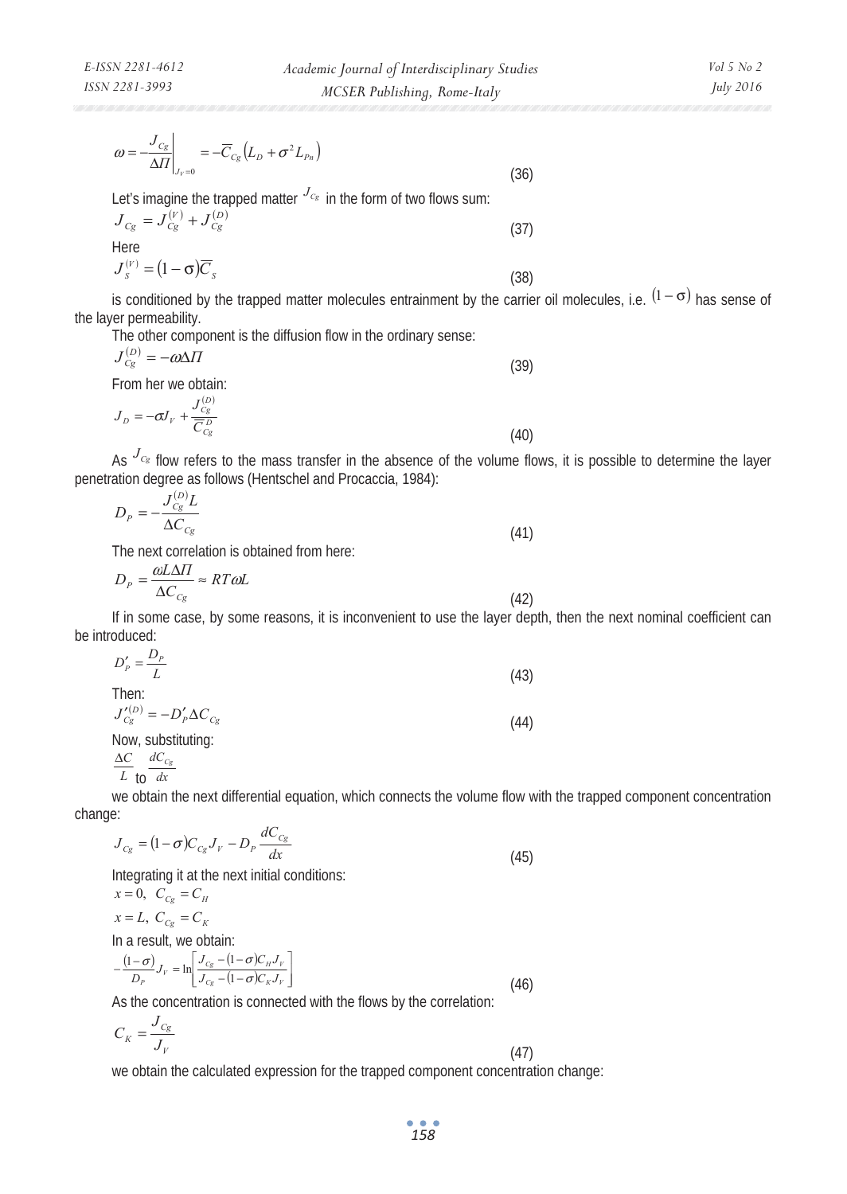$$\omega = -\frac{J_{Cg}}{\Delta \Pi}\bigg|_{J_V=0} = -\overline{C}_{Cg}\left(L_D + \sigma^2 L_{Pn}\right) \tag{36}$$

Let's imagine the trapped matter $J_{Cg}$ in the form of two flows sum:

$$J_{Cg} = J_{Cg}^{(V)} + J_{Cg}^{(D)} \tag{37}$$

Here

$$J_S^{(V)} = (1-\sigma)\overline{C}_S \tag{38}$$

is conditioned by the trapped matter molecules entrainment by the carrier oil molecules, i.e. $(1-\sigma)$ has sense of the layer permeability.

The other component is the diffusion flow in the ordinary sense:

$$J_{Cg}^{(D)} = -\omega \Delta \Pi \tag{39}$$

From her we obtain:

$$J_D = -\sigma J_V + \frac{J_{Cg}^{(D)}}{\overline{C}_{Cg}^{D}} \tag{40}$$

As $J_{Cg}$ flow refers to the mass transfer in the absence of the volume flows, it is possible to determine the layer penetration degree as follows (Hentschel and Procaccia, 1984):

$$D_P = -\frac{J_{Cg}^{(D)} L}{\Delta C_{Cg}} \tag{41}$$

The next correlation is obtained from here:

$$D_P = \frac{\omega L \Delta \Pi}{\Delta C_{Cg}} \approx RT\omega L \tag{42}$$

If in some case, by some reasons, it is inconvenient to use the layer depth, then the next nominal coefficient can be introduced:

$$D'_P = \frac{D_P}{L} \tag{43}$$

Then:

$$J'^{(D)}_{Cg} = -D'_P \Delta C_{Cg} \tag{44}$$

Now, substituting:

$\frac{\Delta C}{L}$ to $\frac{dC_{Cg}}{dx}$

we obtain the next differential equation, which connects the volume flow with the trapped component concentration change:

$$J_{Cg} = (1-\sigma) C_{Cg} J_V - D_P \frac{dC_{Cg}}{dx} \tag{45}$$

Integrating it at the next initial conditions:

$x = 0,\ C_{Cg} = C_H$

$x = L,\ C_{Cg} = C_K$

In a result, we obtain:

$$-\frac{(1-\sigma)}{D_P} J_V = \ln\left[\frac{J_{Cg} - (1-\sigma) C_H J_V}{J_{Cg} - (1-\sigma) C_K J_V}\right] \tag{46}$$

As the concentration is connected with the flows by the correlation:

$$C_K = \frac{J_{Cg}}{J_V} \tag{47}$$

we obtain the calculated expression for the trapped component concentration change: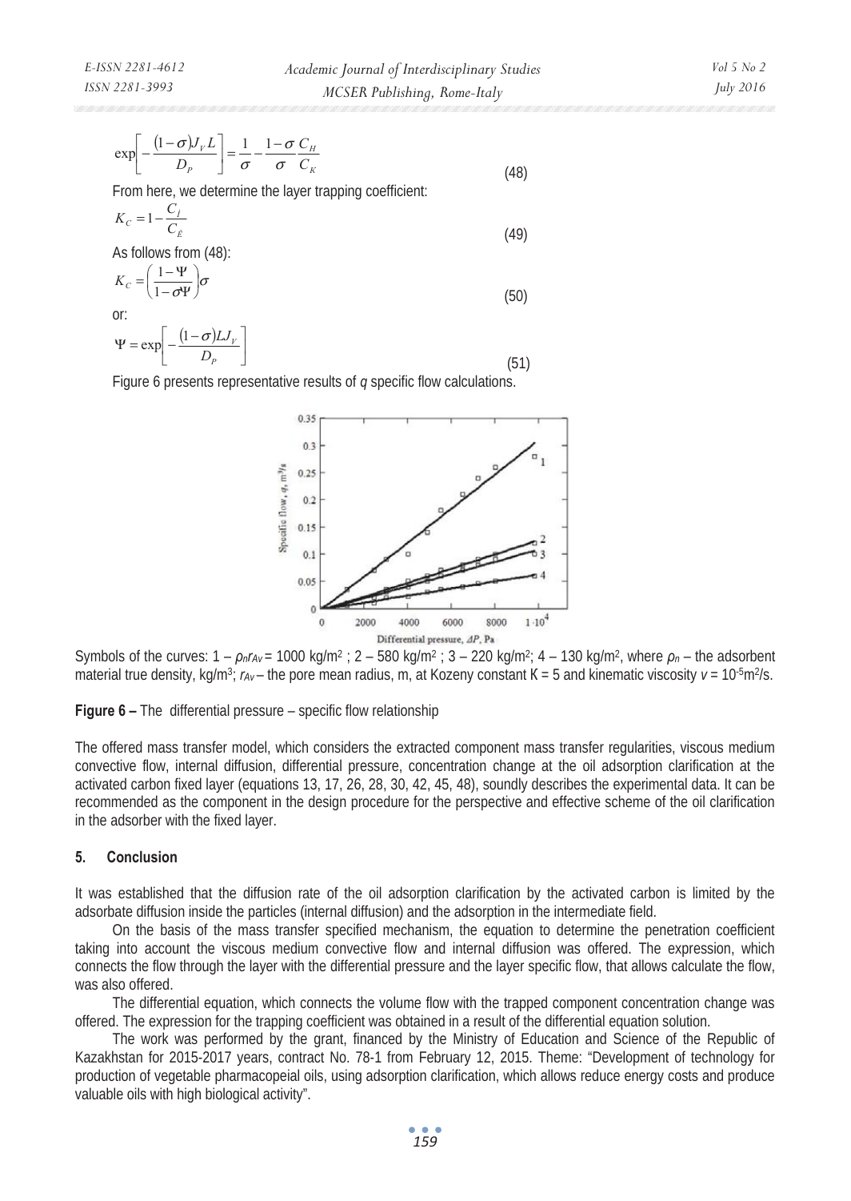$$\exp\left[-\frac{(1-\sigma)J_V L}{D_P}\right] = \frac{1}{\sigma} - \frac{1-\sigma}{\sigma}\frac{C_H}{C_K} \quad (48)$$

From here, we determine the layer trapping coefficient:

$$K_C = 1 - \frac{C_Í}{C_Ê} \quad (49)$$

As follows from (48):

$$K_C = \left(\frac{1-\Psi}{1-\sigma\Psi}\right)\sigma \quad (50)$$

or:

$$\Psi = \exp\left[-\frac{(1-\sigma)LJ_V}{D_P}\right] \quad (51)$$

Figure 6 presents representative results of $q$ specific flow calculations.

Symbols of the curves: 1 – $\rho_n r_{Av}$ = 1000 kg/m$^2$ ; 2 – 580 kg/m$^2$ ; 3 – 220 kg/m$^2$; 4 – 130 kg/m$^2$, where $\rho_n$ – the adsorbent material true density, kg/m$^3$; $r_{Av}$ – the pore mean radius, m, at Kozeny constant K = 5 and kinematic viscosity $v = 10^{-5}$m$^2$/s.

**Figure 6 –** The differential pressure – specific flow relationship

The offered mass transfer model, which considers the extracted component mass transfer regularities, viscous medium convective flow, internal diffusion, differential pressure, concentration change at the oil adsorption clarification at the activated carbon fixed layer (equations 13, 17, 26, 28, 30, 42, 45, 48), soundly describes the experimental data. It can be recommended as the component in the design procedure for the perspective and effective scheme of the oil clarification in the adsorber with the fixed layer.

## 5. Conclusion

It was established that the diffusion rate of the oil adsorption clarification by the activated carbon is limited by the adsorbate diffusion inside the particles (internal diffusion) and the adsorption in the intermediate field.

On the basis of the mass transfer specified mechanism, the equation to determine the penetration coefficient taking into account the viscous medium convective flow and internal diffusion was offered. The expression, which connects the flow through the layer with the differential pressure and the layer specific flow, that allows calculate the flow, was also offered.

The differential equation, which connects the volume flow with the trapped component concentration change was offered. The expression for the trapping coefficient was obtained in a result of the differential equation solution.

The work was performed by the grant, financed by the Ministry of Education and Science of the Republic of Kazakhstan for 2015-2017 years, contract No. 78-1 from February 12, 2015. Theme: "Development of technology for production of vegetable pharmacopeial oils, using adsorption clarification, which allows reduce energy costs and produce valuable oils with high biological activity".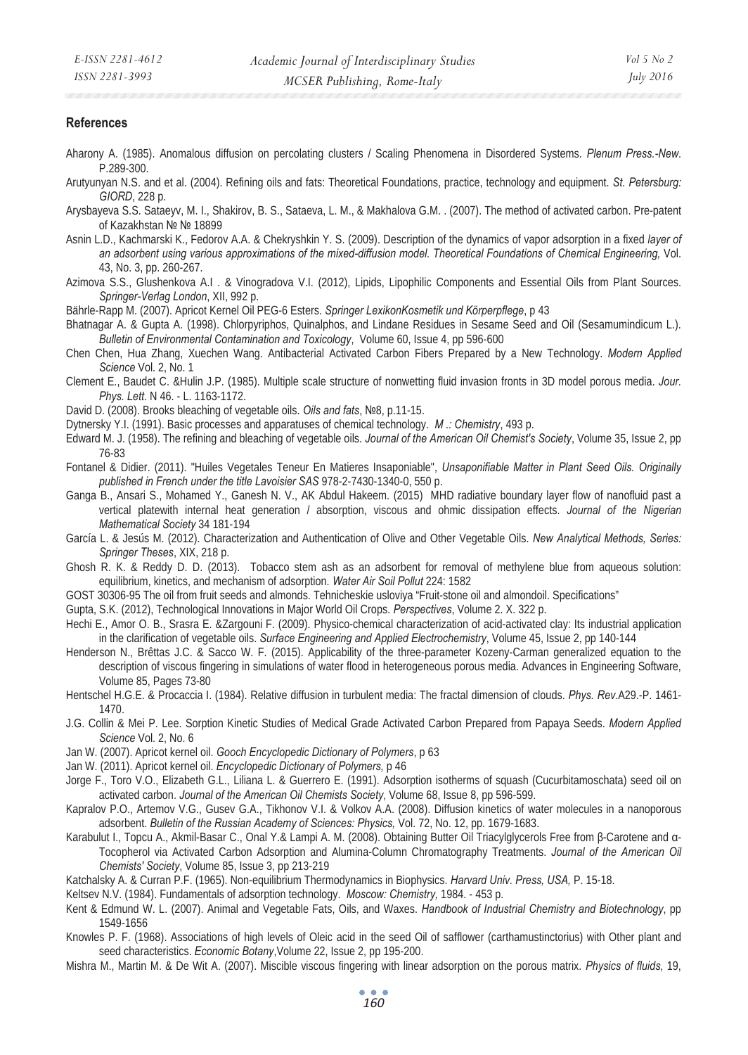## References

Aharony A. (1985). Anomalous diffusion on percolating clusters / Scaling Phenomena in Disordered Systems. *Plenum Press.-New.* P.289-300.

Arutyunyan N.S. and et al. (2004). Refining oils and fats: Theoretical Foundations, practice, technology and equipment. *St. Petersburg: GIORD*, 228 p.

Arysbayeva S.S. Sataeyv, M. I., Shakirov, B. S., Sataeva, L. M., & Makhalova G.M. . (2007). The method of activated carbon. Pre-patent of Kazakhstan № № 18899

Asnin L.D., Kachmarski K., Fedorov A.A. & Chekryshkin Y. S. (2009). Description of the dynamics of vapor adsorption in a fixed *layer of an adsorbent using various approximations of the mixed-diffusion model. Theoretical Foundations of Chemical Engineering,* Vol. 43, No. 3, pp. 260-267.

Azimova S.S., Glushenkova A.I . & Vinogradova V.I. (2012), Lipids, Lipophilic Components and Essential Oils from Plant Sources. *Springer-Verlag London*, XII, 992 p.

Bährle-Rapp M. (2007). Apricot Kernel Oil PEG-6 Esters. *Springer LexikonKosmetik und Körperpflege*, p 43

Bhatnagar A. & Gupta A. (1998). Chlorpyriphos, Quinalphos, and Lindane Residues in Sesame Seed and Oil (Sesamumindicum L.). *Bulletin of Environmental Contamination and Toxicology*, Volume 60, Issue 4, pp 596-600

Chen Chen, Hua Zhang, Xuechen Wang. Antibacterial Activated Carbon Fibers Prepared by a New Technology. *Modern Applied Science* Vol. 2, No. 1

Clement E., Baudet C. &Hulin J.P. (1985). Multiple scale structure of nonwetting fluid invasion fronts in 3D model porous media. *Jour. Phys. Lett.* N 46. - L. 1163-1172.

David D. (2008). Brooks bleaching of vegetable oils. *Oils and fats*, №8, p.11-15.

Dytnersky Y.I. (1991). Basic processes and apparatuses of chemical technology. *M .: Chemistry*, 493 p.

Edward M. J. (1958). The refining and bleaching of vegetable oils. *Journal of the American Oil Chemist's Society*, Volume 35, Issue 2, pp 76-83

Fontanel & Didier. (2011). "Huiles Vegetales Teneur En Matieres Insaponiable", *Unsaponifiable Matter in Plant Seed Oils. Originally published in French under the title Lavoisier SAS* 978-2-7430-1340-0, 550 p.

Ganga B., Ansari S., Mohamed Y., Ganesh N. V., AK Abdul Hakeem. (2015) MHD radiative boundary layer flow of nanofluid past a vertical platewith internal heat generation / absorption, viscous and ohmic dissipation effects. *Journal of the Nigerian Mathematical Society* 34 181-194

García L. & Jesús M. (2012). Characterization and Authentication of Olive and Other Vegetable Oils. *New Analytical Methods, Series: Springer Theses*, XIX, 218 p.

Ghosh R. K. & Reddy D. D. (2013). Tobacco stem ash as an adsorbent for removal of methylene blue from aqueous solution: equilibrium, kinetics, and mechanism of adsorption. *Water Air Soil Pollut* 224: 1582

GOST 30306-95 The oil from fruit seeds and almonds. Tehnicheskie usloviya "Fruit-stone oil and almondoil. Specifications"

Gupta, S.K. (2012), Technological Innovations in Major World Oil Crops. *Perspectives*, Volume 2. X. 322 p.

Hechi E., Amor O. B., Srasra E. &Zargouni F. (2009). Physico-chemical characterization of acid-activated clay: Its industrial application in the clarification of vegetable oils. *Surface Engineering and Applied Electrochemistry*, Volume 45, Issue 2, pp 140-144

Henderson N., Brêttas J.C. & Sacco W. F. (2015). Applicability of the three-parameter Kozeny-Carman generalized equation to the description of viscous fingering in simulations of water flood in heterogeneous porous media. Advances in Engineering Software, Volume 85, Pages 73-80

Hentschel H.G.E. & Procaccia I. (1984). Relative diffusion in turbulent media: The fractal dimension of clouds. *Phys. Rev.*A29.-P. 1461-1470.

J.G. Collin & Mei P. Lee. Sorption Kinetic Studies of Medical Grade Activated Carbon Prepared from Papaya Seeds. *Modern Applied Science* Vol. 2, No. 6

Jan W. (2007). Apricot kernel oil. *Gooch Encyclopedic Dictionary of Polymers*, p 63

Jan W. (2011). Apricot kernel oil. *Encyclopedic Dictionary of Polymers,* p 46

Jorge F., Toro V.O., Elizabeth G.L., Liliana L. & Guerrero E. (1991). Adsorption isotherms of squash (Cucurbitamoschata) seed oil on activated carbon. *Journal of the American Oil Chemists Society*, Volume 68, Issue 8, pp 596-599.

Kapralov P.O., Artemov V.G., Gusev G.A., Tikhonov V.I. & Volkov A.A. (2008). Diffusion kinetics of water molecules in a nanoporous adsorbent. *Bulletin of the Russian Academy of Sciences: Physics,* Vol. 72, No. 12, pp. 1679-1683.

Karabulut I., Topcu A., Akmil-Basar C., Onal Y.& Lampi A. M. (2008). Obtaining Butter Oil Triacylglycerols Free from β-Carotene and α-Tocopherol via Activated Carbon Adsorption and Alumina-Column Chromatography Treatments. *Journal of the American Oil Chemists' Society*, Volume 85, Issue 3, pp 213-219

Katchalsky A. & Curran P.F. (1965). Non-equilibrium Thermodynamics in Biophysics. *Harvard Univ. Press, USA,* P. 15-18.

Keltsev N.V. (1984). Fundamentals of adsorption technology. *Moscow: Chemistry,* 1984. - 453 p.

Kent & Edmund W. L. (2007). Animal and Vegetable Fats, Oils, and Waxes. *Handbook of Industrial Chemistry and Biotechnology*, pp 1549-1656

Knowles P. F. (1968). Associations of high levels of Oleic acid in the seed Oil of safflower (carthamustinctorius) with Other plant and seed characteristics. *Economic Botany*,Volume 22, Issue 2, pp 195-200.

Mishra M., Martin M. & De Wit A. (2007). Miscible viscous fingering with linear adsorption on the porous matrix. *Physics of fluids,* 19,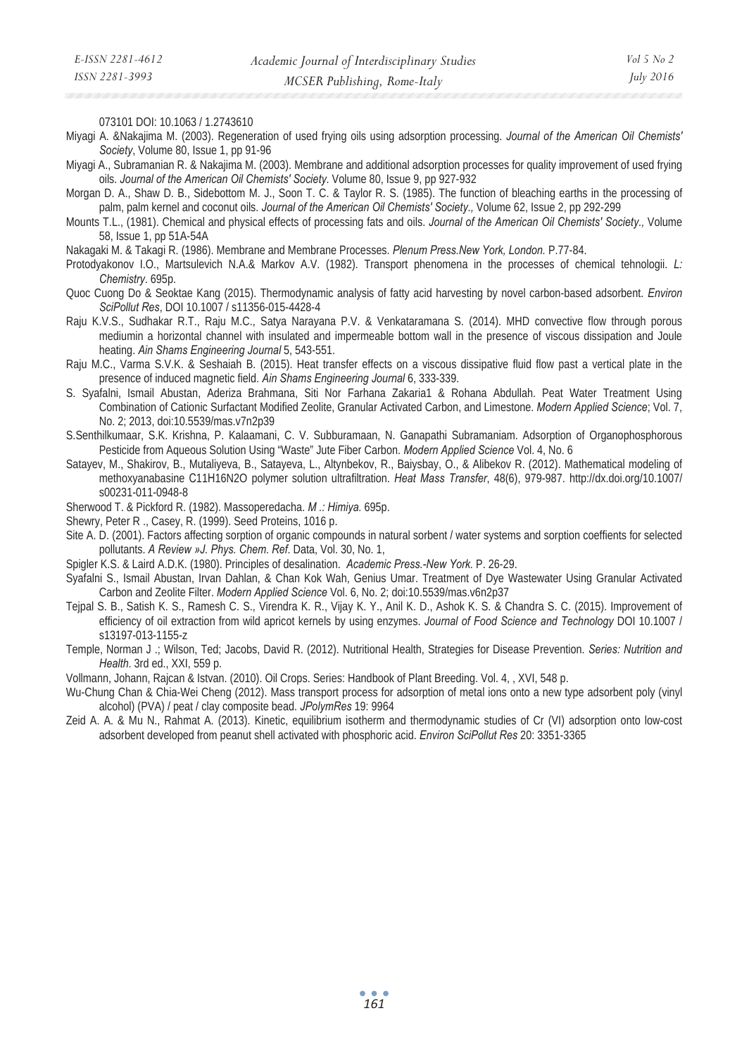073101 DOI: 10.1063 / 1.2743610

Miyagi A. &Nakajima M. (2003). Regeneration of used frying oils using adsorption processing. *Journal of the American Oil Chemists' Society*, Volume 80, Issue 1, pp 91-96

Miyagi A., Subramanian R. & Nakajima M. (2003). Membrane and additional adsorption processes for quality improvement of used frying oils. *Journal of the American Oil Chemists' Society*. Volume 80, Issue 9, pp 927-932

Morgan D. A., Shaw D. B., Sidebottom M. J., Soon T. C. & Taylor R. S. (1985). The function of bleaching earths in the processing of palm, palm kernel and coconut oils. *Journal of the American Oil Chemists' Society.,* Volume 62, Issue 2, pp 292-299

Mounts T.L., (1981). Chemical and physical effects of processing fats and oils. *Journal of the American Oil Chemists' Society.,* Volume 58, Issue 1, pp 51A-54A

Nakagaki M. & Takagi R. (1986). Membrane and Membrane Processes. *Plenum Press.New York, London.* P.77-84.

Protodyakonov I.O., Martsulevich N.A.& Markov A.V. (1982). Transport phenomena in the processes of chemical tehnologii. *L: Chemistry*. 695p.

Quoc Cuong Do & Seoktae Kang (2015). Thermodynamic analysis of fatty acid harvesting by novel carbon-based adsorbent. *Environ SciPollut Res*, DOI 10.1007 / s11356-015-4428-4

Raju K.V.S., Sudhakar R.T., Raju M.C., Satya Narayana P.V. & Venkataramana S. (2014). MHD convective flow through porous mediumin a horizontal channel with insulated and impermeable bottom wall in the presence of viscous dissipation and Joule heating. *Ain Shams Engineering Journal* 5, 543-551.

Raju M.C., Varma S.V.K. & Seshaiah B. (2015). Heat transfer effects on a viscous dissipative fluid flow past a vertical plate in the presence of induced magnetic field. *Ain Shams Engineering Journal* 6, 333-339.

S. Syafalni, Ismail Abustan, Aderiza Brahmana, Siti Nor Farhana Zakaria1 & Rohana Abdullah. Peat Water Treatment Using Combination of Cationic Surfactant Modified Zeolite, Granular Activated Carbon, and Limestone. *Modern Applied Science*; Vol. 7, No. 2; 2013, doi:10.5539/mas.v7n2p39

S.Senthilkumaar, S.K. Krishna, P. Kalaamani, C. V. Subburamaan, N. Ganapathi Subramaniam. Adsorption of Organophosphorous Pesticide from Aqueous Solution Using "Waste" Jute Fiber Carbon. *Modern Applied Science* Vol. 4, No. 6

Satayev, M., Shakirov, B., Mutaliyeva, B., Satayeva, L., Altynbekov, R., Baiysbay, O., & Alibekov R. (2012). Mathematical modeling of methoxyanabasine C11H16N2O polymer solution ultrafiltration. *Heat Mass Transfer*, 48(6), 979-987. http://dx.doi.org/10.1007/s00231-011-0948-8

Sherwood T. & Pickford R. (1982). Massoperedacha. *M .: Himiya.* 695p.

Shewry, Peter R ., Casey, R. (1999). Seed Proteins, 1016 p.

Site A. D. (2001). Factors affecting sorption of organic compounds in natural sorbent / water systems and sorption coeffients for selected pollutants. *A Review »J. Phys. Chem. Ref.* Data, Vol. 30, No. 1,

Spigler K.S. & Laird A.D.K. (1980). Principles of desalination. *Academic Press.-New York.* P. 26-29.

Syafalni S., Ismail Abustan, Irvan Dahlan, & Chan Kok Wah, Genius Umar. Treatment of Dye Wastewater Using Granular Activated Carbon and Zeolite Filter. *Modern Applied Science* Vol. 6, No. 2; doi:10.5539/mas.v6n2p37

Tejpal S. B., Satish K. S., Ramesh C. S., Virendra K. R., Vijay K. Y., Anil K. D., Ashok K. S. & Chandra S. C. (2015). Improvement of efficiency of oil extraction from wild apricot kernels by using enzymes. *Journal of Food Science and Technology* DOI 10.1007 / s13197-013-1155-z

Temple, Norman J .; Wilson, Ted; Jacobs, David R. (2012). Nutritional Health, Strategies for Disease Prevention. *Series: Nutrition and Health*. 3rd ed., XXI, 559 p.

Vollmann, Johann, Rajcan & Istvan. (2010). Oil Crops. Series: Handbook of Plant Breeding. Vol. 4, , XVI, 548 p.

Wu-Chung Chan & Chia-Wei Cheng (2012). Mass transport process for adsorption of metal ions onto a new type adsorbent poly (vinyl alcohol) (PVA) / peat / clay composite bead. *JPolymRes* 19: 9964

Zeid A. A. & Mu N., Rahmat A. (2013). Kinetic, equilibrium isotherm and thermodynamic studies of Cr (VI) adsorption onto low-cost adsorbent developed from peanut shell activated with phosphoric acid. *Environ SciPollut Res* 20: 3351-3365